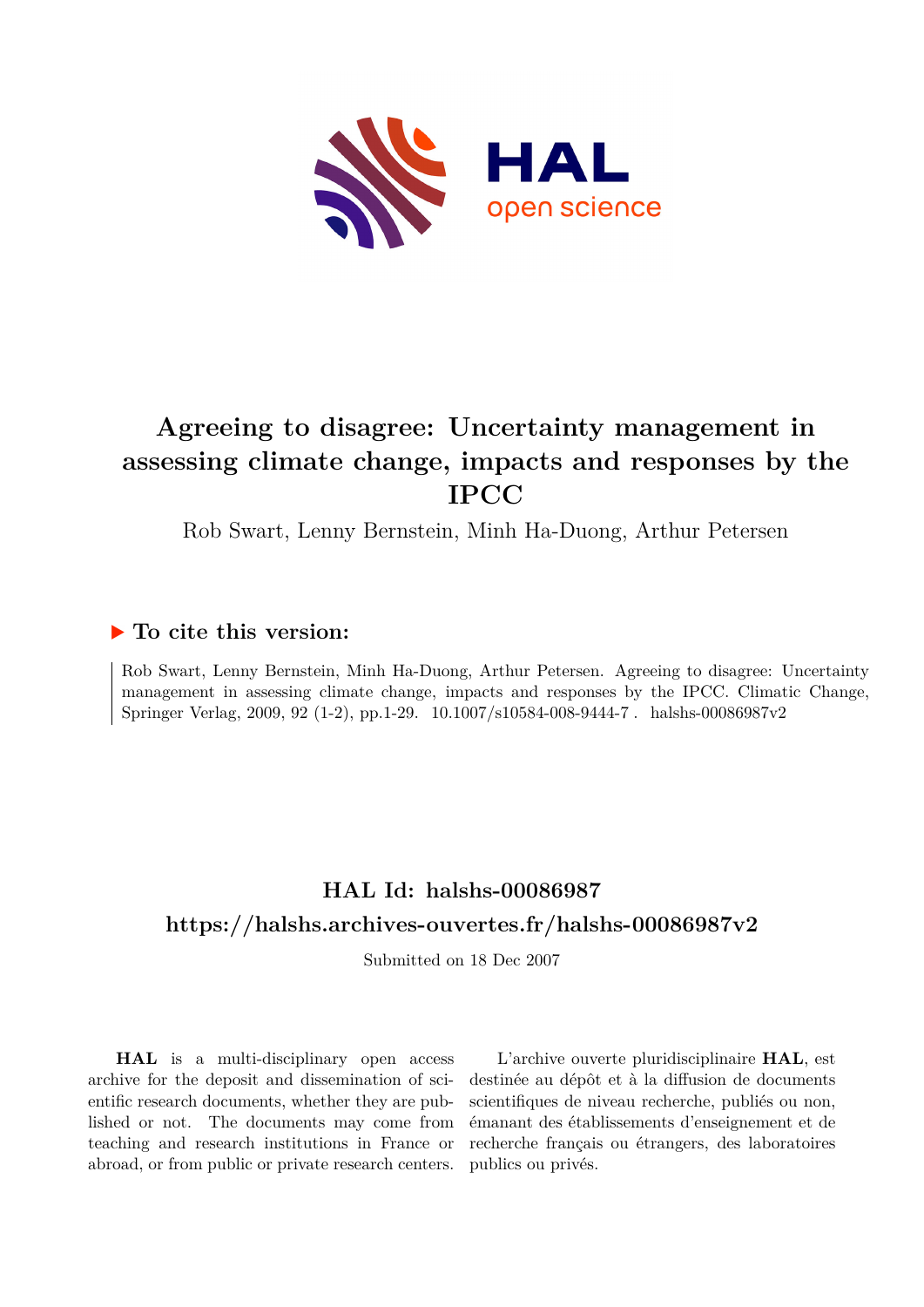# Agreeing to disagree: Uncertainty management in assessing climate change, impacts and responses by the IPCC

Rob Swart, Lenny Bernstein, Minh Ha-Duong, Arthur Petersen

▶ **To cite this version:**

Rob Swart, Lenny Bernstein, Minh Ha-Duong, Arthur Petersen. Agreeing to disagree: Uncertainty management in assessing climate change, impacts and responses by the IPCC. Climatic Change, Springer Verlag, 2009, 92 (1-2), pp.1-29. 10.1007/s10584-008-9444-7 . halshs-00086987v2

## HAL Id: halshs-00086987

## https://halshs.archives-ouvertes.fr/halshs-00086987v2

Submitted on 18 Dec 2007

**HAL** is a multi-disciplinary open access archive for the deposit and dissemination of scientific research documents, whether they are published or not. The documents may come from teaching and research institutions in France or abroad, or from public or private research centers.

L'archive ouverte pluridisciplinaire **HAL**, est destinée au dépôt et à la diffusion de documents scientifiques de niveau recherche, publiés ou non, émanant des établissements d'enseignement et de recherche français ou étrangers, des laboratoires publics ou privés.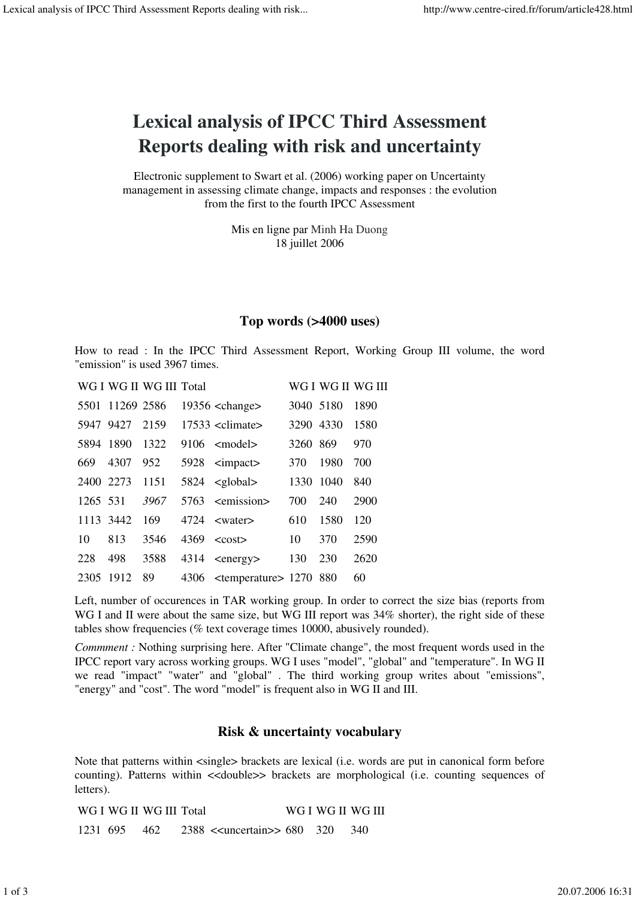# Lexical analysis of IPCC Third Assessment Reports dealing with risk and uncertainty

Electronic supplement to Swart et al. (2006) working paper on Uncertainty management in assessing climate change, impacts and responses : the evolution from the first to the fourth IPCC Assessment

Mis en ligne par Minh Ha Duong
18 juillet 2006

## Top words (>4000 uses)

How to read : In the IPCC Third Assessment Report, Working Group III volume, the word "emission" is used 3967 times.

| WG I | WG II | WG III | Total | | WG I | WG II | WG III |
|---|---|---|---|---|---|---|---|
| 5501 | 11269 | 2586 | 19356 | <change> | 3040 | 5180 | 1890 |
| 5947 | 9427 | 2159 | 17533 | <climate> | 3290 | 4330 | 1580 |
| 5894 | 1890 | 1322 | 9106 | <model> | 3260 | 869 | 970 |
| 669 | 4307 | 952 | 5928 | <impact> | 370 | 1980 | 700 |
| 2400 | 2273 | 1151 | 5824 | <global> | 1330 | 1040 | 840 |
| 1265 | 531 | *3967* | 5763 | <emission> | 700 | 240 | 2900 |
| 1113 | 3442 | 169 | 4724 | <water> | 610 | 1580 | 120 |
| 10 | 813 | 3546 | 4369 | <cost> | 10 | 370 | 2590 |
| 228 | 498 | 3588 | 4314 | <energy> | 130 | 230 | 2620 |
| 2305 | 1912 | 89 | 4306 | <temperature> | 1270 | 880 | 60 |

Left, number of occurences in TAR working group. In order to correct the size bias (reports from WG I and II were about the same size, but WG III report was 34% shorter), the right side of these tables show frequencies (% text coverage times 10000, abusively rounded).

*Commment :* Nothing surprising here. After "Climate change", the most frequent words used in the IPCC report vary across working groups. WG I uses "model", "global" and "temperature". In WG II we read "impact" "water" and "global" . The third working group writes about "emissions", "energy" and "cost". The word "model" is frequent also in WG II and III.

## Risk & uncertainty vocabulary

Note that patterns within <single> brackets are lexical (i.e. words are put in canonical form before counting). Patterns within <<double>> brackets are morphological (i.e. counting sequences of letters).

| WG I | WG II | WG III | Total | | WG I | WG II | WG III |
|---|---|---|---|---|---|---|---|
| 1231 | 695 | 462 | 2388 | <<uncertain>> | 680 | 320 | 340 |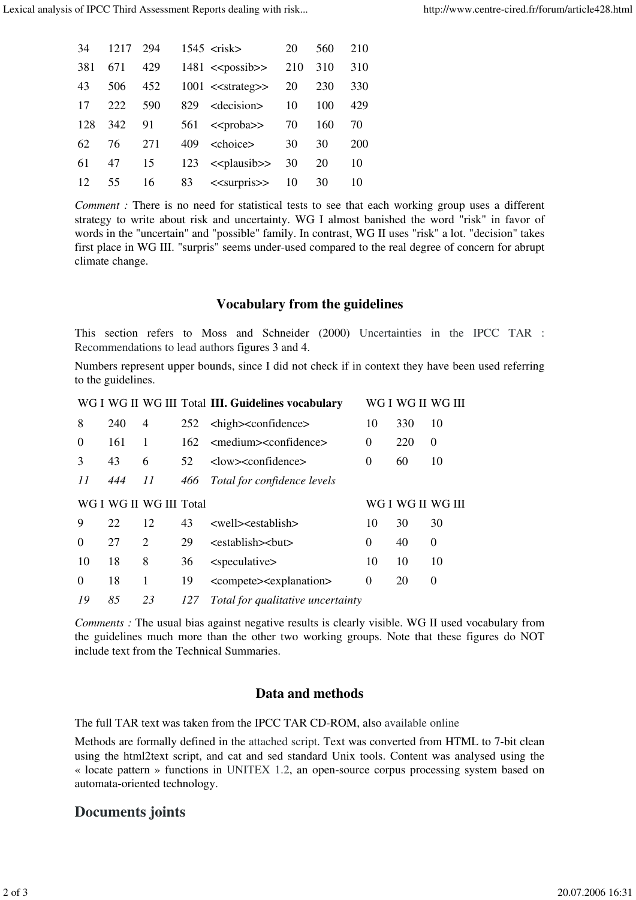| | | | | | | | |
|---|---|---|---|---|---|---|---|
| 34 | 1217 | 294 | 1545 | <risk> | 20 | 560 | 210 |
| 381 | 671 | 429 | 1481 | <<possib>> | 210 | 310 | 310 |
| 43 | 506 | 452 | 1001 | <<strateg>> | 20 | 230 | 330 |
| 17 | 222 | 590 | 829 | <decision> | 10 | 100 | 429 |
| 128 | 342 | 91 | 561 | <<proba>> | 70 | 160 | 70 |
| 62 | 76 | 271 | 409 | <choice> | 30 | 30 | 200 |
| 61 | 47 | 15 | 123 | <<plausib>> | 30 | 20 | 10 |
| 12 | 55 | 16 | 83 | <<surpris>> | 10 | 30 | 10 |

*Comment :* There is no need for statistical tests to see that each working group uses a different strategy to write about risk and uncertainty. WG I almost banished the word "risk" in favor of words in the "uncertain" and "possible" family. In contrast, WG II uses "risk" a lot. "decision" takes first place in WG III. "surpris" seems under-used compared to the real degree of concern for abrupt climate change.

## Vocabulary from the guidelines

This section refers to Moss and Schneider (2000) Uncertainties in the IPCC TAR : Recommendations to lead authors figures 3 and 4.

Numbers represent upper bounds, since I did not check if in context they have been used referring to the guidelines.

| WG I | WG II | WG III | Total | **III. Guidelines vocabulary** | WG I | WG II | WG III |
|---|---|---|---|---|---|---|---|
| 8 | 240 | 4 | 252 | <high><confidence> | 10 | 330 | 10 |
| 0 | 161 | 1 | 162 | <medium><confidence> | 0 | 220 | 0 |
| 3 | 43 | 6 | 52 | <low><confidence> | 0 | 60 | 10 |
| *11* | *444* | *11* | *466* | *Total for confidence levels* | | | |
| WG I | WG II | WG III | Total | | WG I | WG II | WG III |
| 9 | 22 | 12 | 43 | <well><establish> | 10 | 30 | 30 |
| 0 | 27 | 2 | 29 | <establish><but> | 0 | 40 | 0 |
| 10 | 18 | 8 | 36 | <speculative> | 10 | 10 | 10 |
| 0 | 18 | 1 | 19 | <compete><explanation> | 0 | 20 | 0 |
| *19* | *85* | *23* | *127* | *Total for qualitative uncertainty* | | | |

*Comments :* The usual bias against negative results is clearly visible. WG II used vocabulary from the guidelines much more than the other two working groups. Note that these figures do NOT include text from the Technical Summaries.

## Data and methods

The full TAR text was taken from the IPCC TAR CD-ROM, also available online

Methods are formally defined in the attached script. Text was converted from HTML to 7-bit clean using the html2text script, and cat and sed standard Unix tools. Content was analysed using the « locate pattern » functions in UNITEX 1.2, an open-source corpus processing system based on automata-oriented technology.

# Documents joints